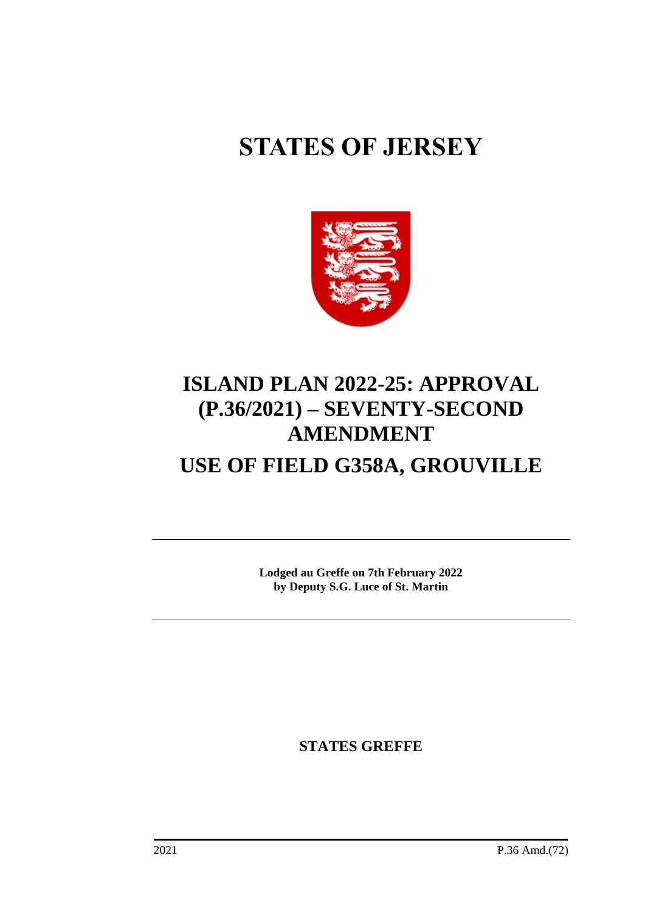# STATES OF JERSEY

# ISLAND PLAN 2022-25: APPROVAL (P.36/2021) – SEVENTY-SECOND AMENDMENT

# USE OF FIELD G358A, GROUVILLE

**Lodged au Greffe on 7th February 2022**
**by Deputy S.G. Luce of St. Martin**

**STATES GREFFE**

2021 P.36 Amd.(72)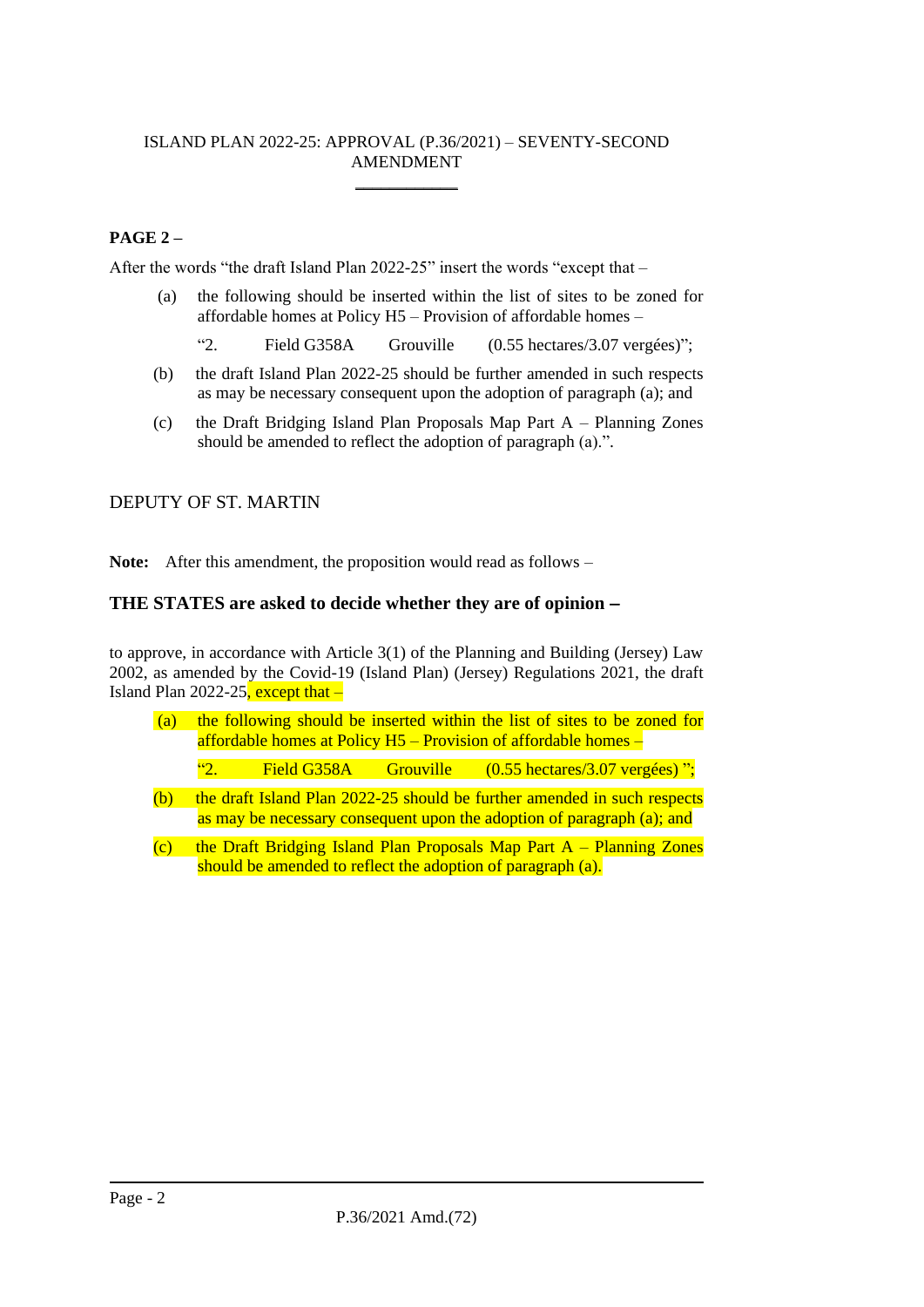ISLAND PLAN 2022-25: APPROVAL (P.36/2021) – SEVENTY-SECOND AMENDMENT

**PAGE 2 –**

After the words "the draft Island Plan 2022-25" insert the words "except that –

(a) the following should be inserted within the list of sites to be zoned for affordable homes at Policy H5 – Provision of affordable homes –

"2. Field G358A Grouville (0.55 hectares/3.07 vergées)";

(b) the draft Island Plan 2022-25 should be further amended in such respects as may be necessary consequent upon the adoption of paragraph (a); and

(c) the Draft Bridging Island Plan Proposals Map Part A – Planning Zones should be amended to reflect the adoption of paragraph (a).".

DEPUTY OF ST. MARTIN

**Note:** After this amendment, the proposition would read as follows –

**THE STATES are asked to decide whether they are of opinion −**

to approve, in accordance with Article 3(1) of the Planning and Building (Jersey) Law 2002, as amended by the Covid-19 (Island Plan) (Jersey) Regulations 2021, the draft Island Plan 2022-25, except that –

(a) the following should be inserted within the list of sites to be zoned for affordable homes at Policy H5 – Provision of affordable homes –

"2. Field G358A Grouville (0.55 hectares/3.07 vergées) ";

(b) the draft Island Plan 2022-25 should be further amended in such respects as may be necessary consequent upon the adoption of paragraph (a); and

(c) the Draft Bridging Island Plan Proposals Map Part A – Planning Zones should be amended to reflect the adoption of paragraph (a).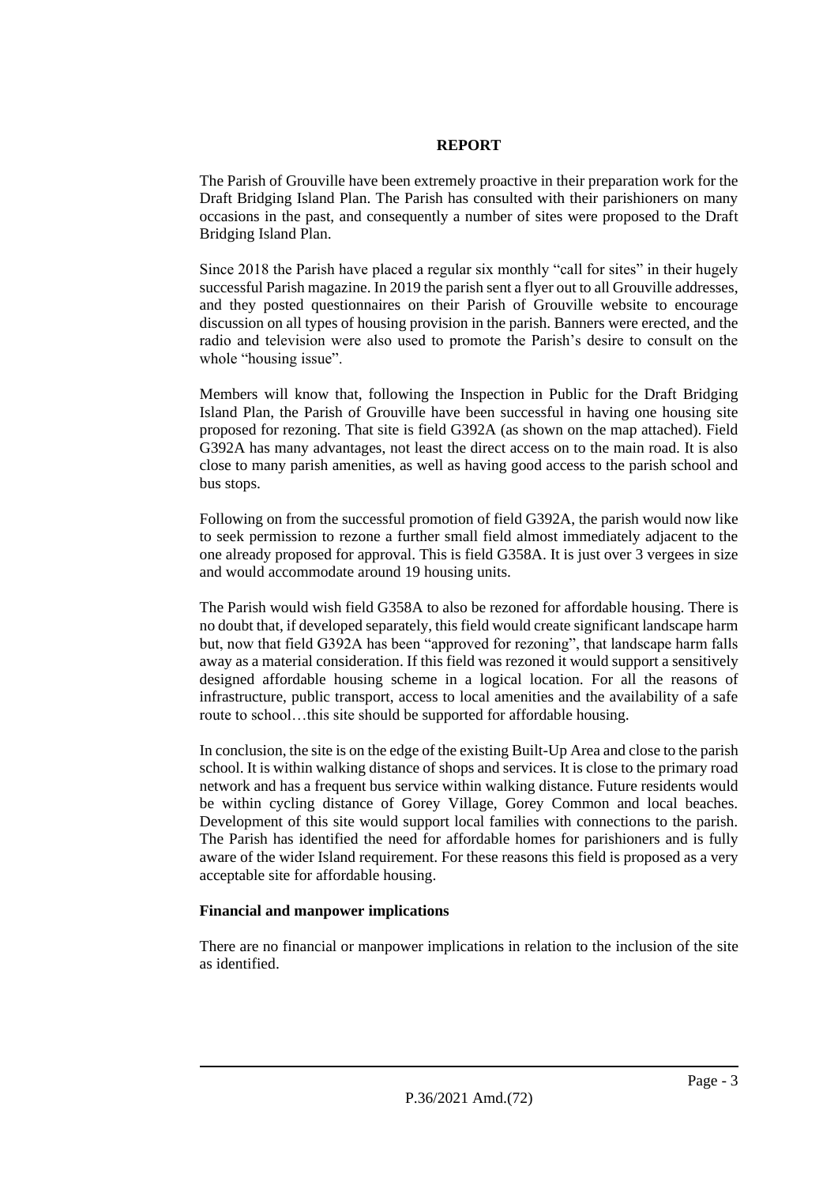## REPORT

The Parish of Grouville have been extremely proactive in their preparation work for the Draft Bridging Island Plan. The Parish has consulted with their parishioners on many occasions in the past, and consequently a number of sites were proposed to the Draft Bridging Island Plan.

Since 2018 the Parish have placed a regular six monthly "call for sites" in their hugely successful Parish magazine. In 2019 the parish sent a flyer out to all Grouville addresses, and they posted questionnaires on their Parish of Grouville website to encourage discussion on all types of housing provision in the parish. Banners were erected, and the radio and television were also used to promote the Parish's desire to consult on the whole "housing issue".

Members will know that, following the Inspection in Public for the Draft Bridging Island Plan, the Parish of Grouville have been successful in having one housing site proposed for rezoning. That site is field G392A (as shown on the map attached). Field G392A has many advantages, not least the direct access on to the main road. It is also close to many parish amenities, as well as having good access to the parish school and bus stops.

Following on from the successful promotion of field G392A, the parish would now like to seek permission to rezone a further small field almost immediately adjacent to the one already proposed for approval. This is field G358A. It is just over 3 vergees in size and would accommodate around 19 housing units.

The Parish would wish field G358A to also be rezoned for affordable housing. There is no doubt that, if developed separately, this field would create significant landscape harm but, now that field G392A has been "approved for rezoning", that landscape harm falls away as a material consideration. If this field was rezoned it would support a sensitively designed affordable housing scheme in a logical location. For all the reasons of infrastructure, public transport, access to local amenities and the availability of a safe route to school…this site should be supported for affordable housing.

In conclusion, the site is on the edge of the existing Built-Up Area and close to the parish school. It is within walking distance of shops and services. It is close to the primary road network and has a frequent bus service within walking distance. Future residents would be within cycling distance of Gorey Village, Gorey Common and local beaches. Development of this site would support local families with connections to the parish. The Parish has identified the need for affordable homes for parishioners and is fully aware of the wider Island requirement. For these reasons this field is proposed as a very acceptable site for affordable housing.

**Financial and manpower implications**

There are no financial or manpower implications in relation to the inclusion of the site as identified.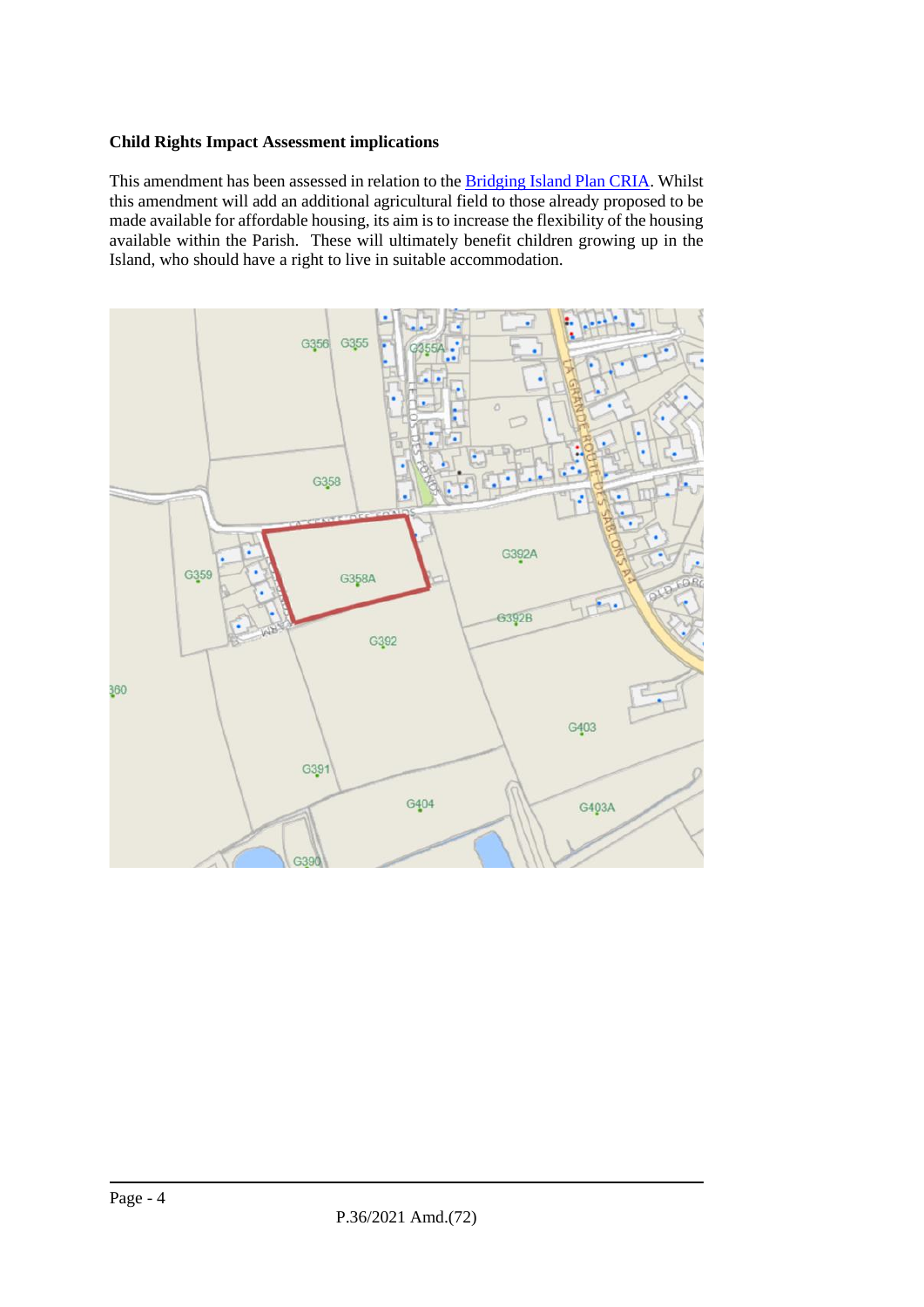**Child Rights Impact Assessment implications**

This amendment has been assessed in relation to the [Bridging Island Plan CRIA](). Whilst this amendment will add an additional agricultural field to those already proposed to be made available for affordable housing, its aim is to increase the flexibility of the housing available within the Parish. These will ultimately benefit children growing up in the Island, who should have a right to live in suitable accommodation.